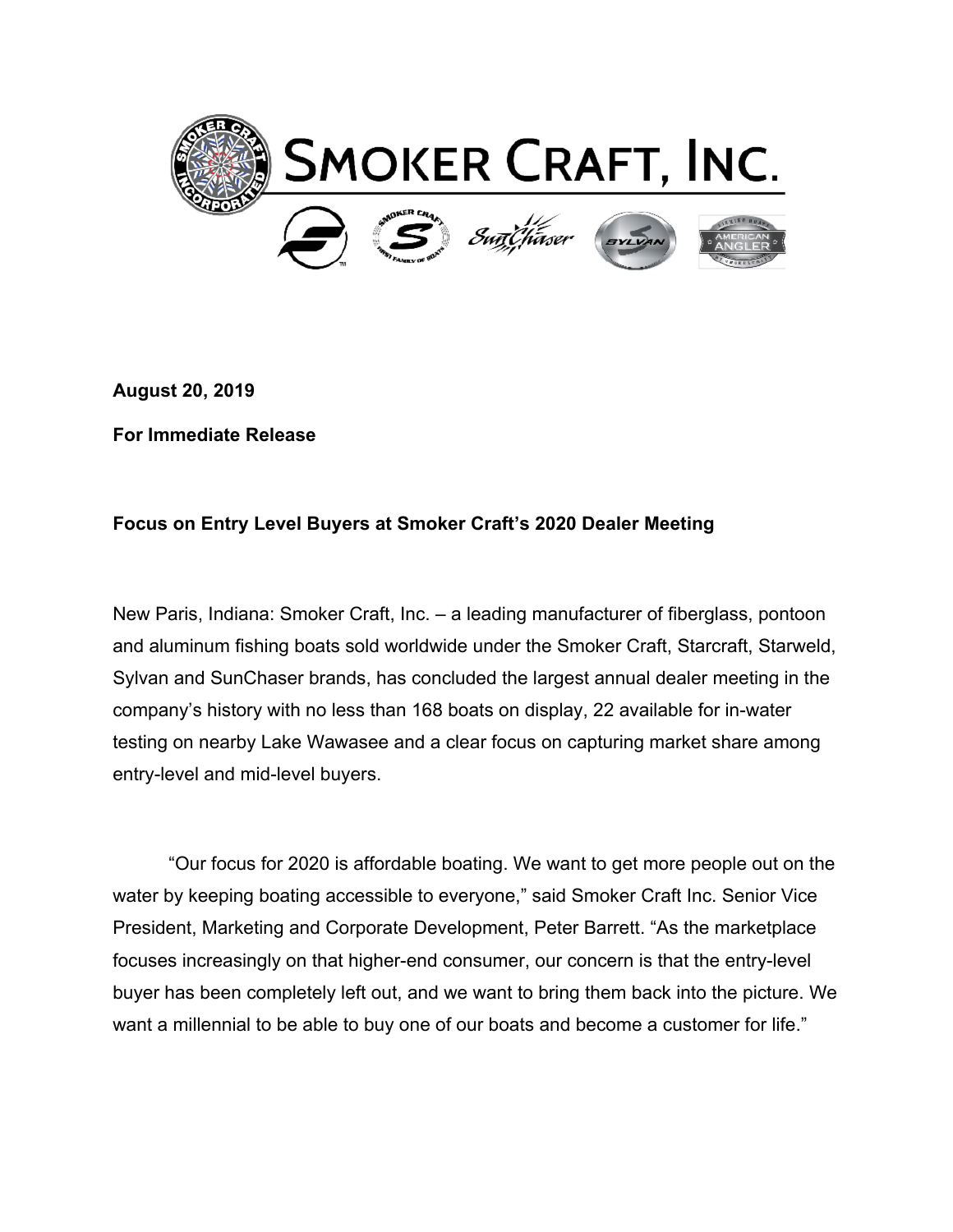# SMOKER CRAFT, INC.

**August 20, 2019**

**For Immediate Release**

**Focus on Entry Level Buyers at Smoker Craft's 2020 Dealer Meeting**

New Paris, Indiana: Smoker Craft, Inc. – a leading manufacturer of fiberglass, pontoon and aluminum fishing boats sold worldwide under the Smoker Craft, Starcraft, Starweld, Sylvan and SunChaser brands, has concluded the largest annual dealer meeting in the company's history with no less than 168 boats on display, 22 available for in-water testing on nearby Lake Wawasee and a clear focus on capturing market share among entry-level and mid-level buyers.

"Our focus for 2020 is affordable boating. We want to get more people out on the water by keeping boating accessible to everyone," said Smoker Craft Inc. Senior Vice President, Marketing and Corporate Development, Peter Barrett. "As the marketplace focuses increasingly on that higher-end consumer, our concern is that the entry-level buyer has been completely left out, and we want to bring them back into the picture. We want a millennial to be able to buy one of our boats and become a customer for life."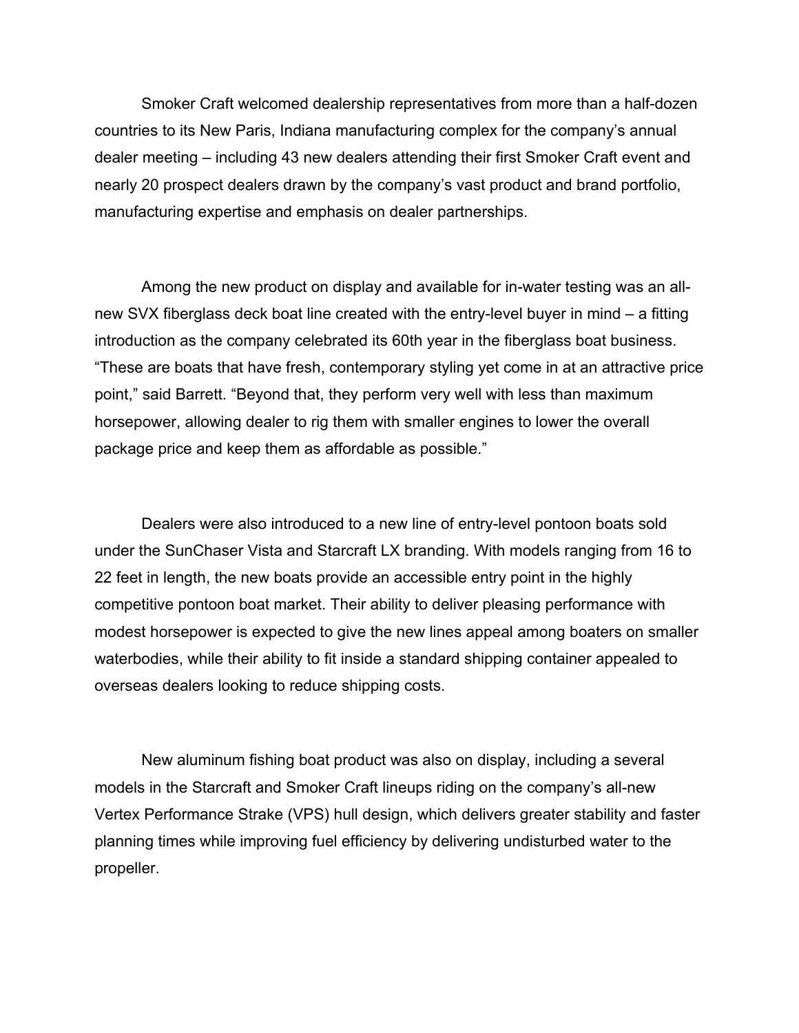Smoker Craft welcomed dealership representatives from more than a half-dozen countries to its New Paris, Indiana manufacturing complex for the company's annual dealer meeting – including 43 new dealers attending their first Smoker Craft event and nearly 20 prospect dealers drawn by the company's vast product and brand portfolio, manufacturing expertise and emphasis on dealer partnerships.

Among the new product on display and available for in-water testing was an all-new SVX fiberglass deck boat line created with the entry-level buyer in mind – a fitting introduction as the company celebrated its 60th year in the fiberglass boat business. "These are boats that have fresh, contemporary styling yet come in at an attractive price point," said Barrett. "Beyond that, they perform very well with less than maximum horsepower, allowing dealer to rig them with smaller engines to lower the overall package price and keep them as affordable as possible."

Dealers were also introduced to a new line of entry-level pontoon boats sold under the SunChaser Vista and Starcraft LX branding. With models ranging from 16 to 22 feet in length, the new boats provide an accessible entry point in the highly competitive pontoon boat market. Their ability to deliver pleasing performance with modest horsepower is expected to give the new lines appeal among boaters on smaller waterbodies, while their ability to fit inside a standard shipping container appealed to overseas dealers looking to reduce shipping costs.

New aluminum fishing boat product was also on display, including a several models in the Starcraft and Smoker Craft lineups riding on the company's all-new Vertex Performance Strake (VPS) hull design, which delivers greater stability and faster planning times while improving fuel efficiency by delivering undisturbed water to the propeller.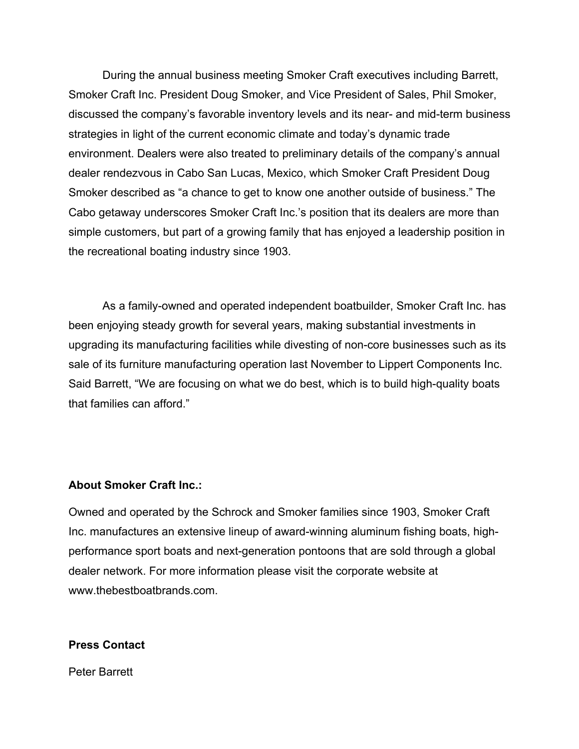During the annual business meeting Smoker Craft executives including Barrett, Smoker Craft Inc. President Doug Smoker, and Vice President of Sales, Phil Smoker, discussed the company's favorable inventory levels and its near- and mid-term business strategies in light of the current economic climate and today's dynamic trade environment. Dealers were also treated to preliminary details of the company's annual dealer rendezvous in Cabo San Lucas, Mexico, which Smoker Craft President Doug Smoker described as "a chance to get to know one another outside of business." The Cabo getaway underscores Smoker Craft Inc.'s position that its dealers are more than simple customers, but part of a growing family that has enjoyed a leadership position in the recreational boating industry since 1903.

As a family-owned and operated independent boatbuilder, Smoker Craft Inc. has been enjoying steady growth for several years, making substantial investments in upgrading its manufacturing facilities while divesting of non-core businesses such as its sale of its furniture manufacturing operation last November to Lippert Components Inc. Said Barrett, "We are focusing on what we do best, which is to build high-quality boats that families can afford."

**About Smoker Craft Inc.:**

Owned and operated by the Schrock and Smoker families since 1903, Smoker Craft Inc. manufactures an extensive lineup of award-winning aluminum fishing boats, high-performance sport boats and next-generation pontoons that are sold through a global dealer network. For more information please visit the corporate website at www.thebestboatbrands.com.

**Press Contact**

Peter Barrett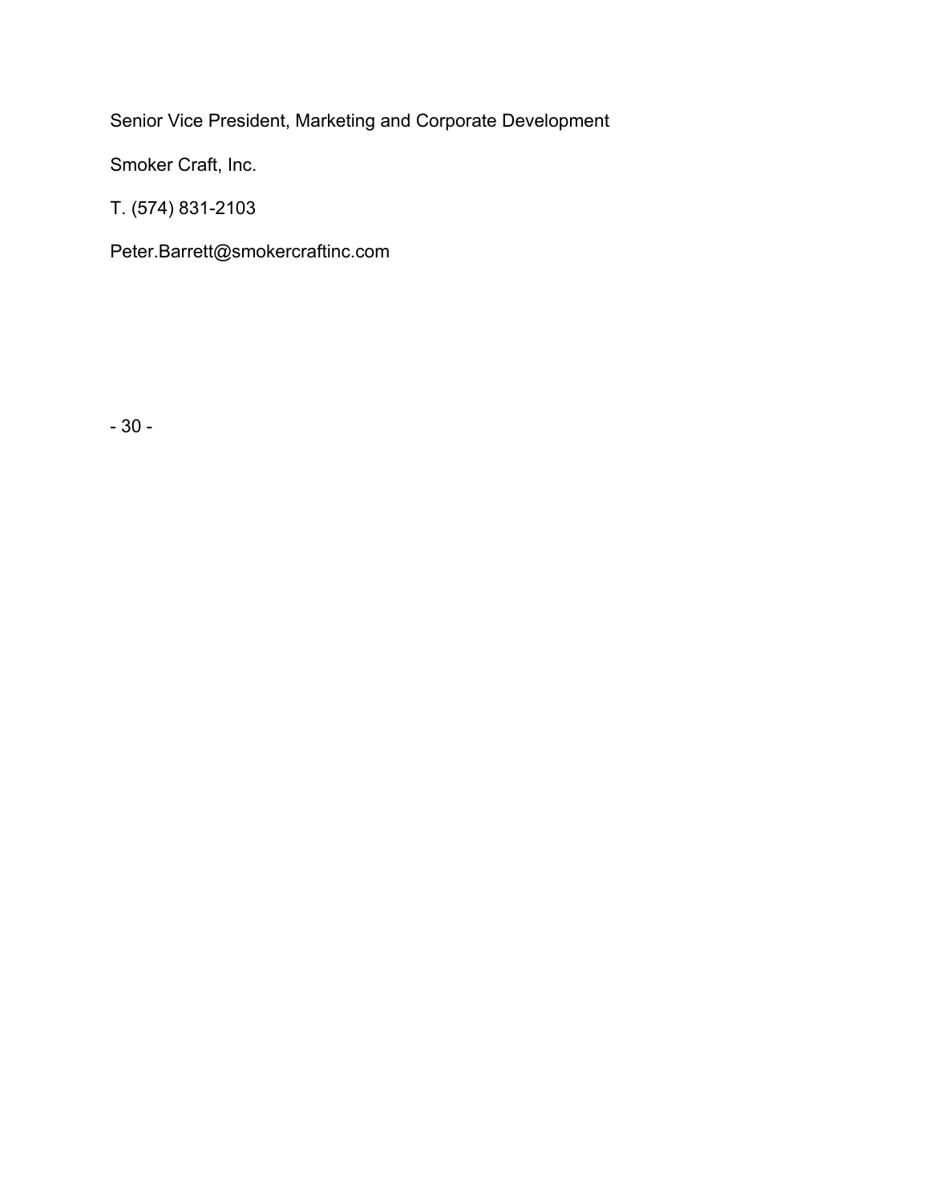Senior Vice President, Marketing and Corporate Development

Smoker Craft, Inc.

T. (574) 831-2103

Peter.Barrett@smokercraftinc.com

- 30 -